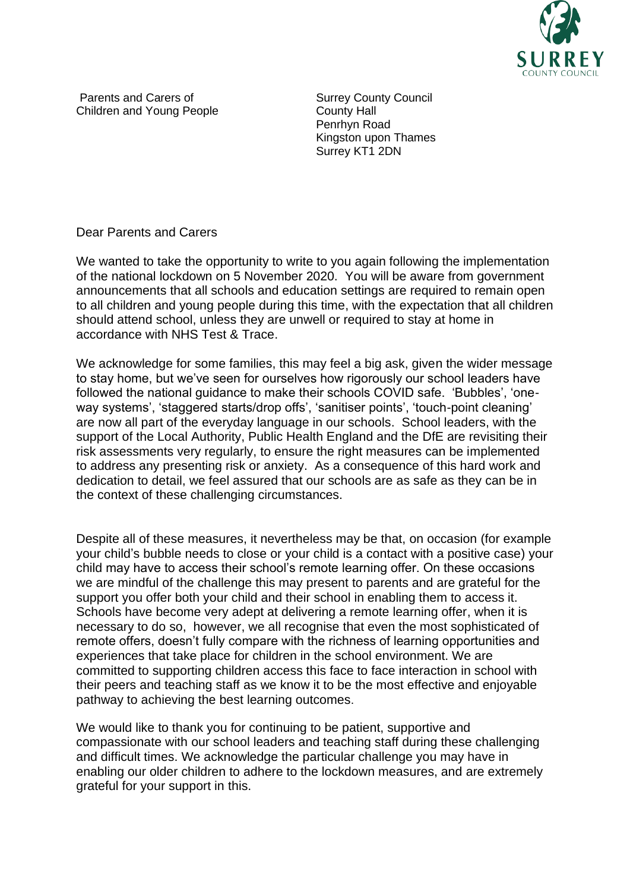Parents and Carers of
Children and Young People

Surrey County Council
County Hall
Penrhyn Road
Kingston upon Thames
Surrey KT1 2DN

Dear Parents and Carers

We wanted to take the opportunity to write to you again following the implementation of the national lockdown on 5 November 2020. You will be aware from government announcements that all schools and education settings are required to remain open to all children and young people during this time, with the expectation that all children should attend school, unless they are unwell or required to stay at home in accordance with NHS Test & Trace.

We acknowledge for some families, this may feel a big ask, given the wider message to stay home, but we've seen for ourselves how rigorously our school leaders have followed the national guidance to make their schools COVID safe. 'Bubbles', 'one-way systems', 'staggered starts/drop offs', 'sanitiser points', 'touch-point cleaning' are now all part of the everyday language in our schools. School leaders, with the support of the Local Authority, Public Health England and the DfE are revisiting their risk assessments very regularly, to ensure the right measures can be implemented to address any presenting risk or anxiety. As a consequence of this hard work and dedication to detail, we feel assured that our schools are as safe as they can be in the context of these challenging circumstances.

Despite all of these measures, it nevertheless may be that, on occasion (for example your child's bubble needs to close or your child is a contact with a positive case) your child may have to access their school's remote learning offer. On these occasions we are mindful of the challenge this may present to parents and are grateful for the support you offer both your child and their school in enabling them to access it. Schools have become very adept at delivering a remote learning offer, when it is necessary to do so, however, we all recognise that even the most sophisticated of remote offers, doesn't fully compare with the richness of learning opportunities and experiences that take place for children in the school environment. We are committed to supporting children access this face to face interaction in school with their peers and teaching staff as we know it to be the most effective and enjoyable pathway to achieving the best learning outcomes.

We would like to thank you for continuing to be patient, supportive and compassionate with our school leaders and teaching staff during these challenging and difficult times. We acknowledge the particular challenge you may have in enabling our older children to adhere to the lockdown measures, and are extremely grateful for your support in this.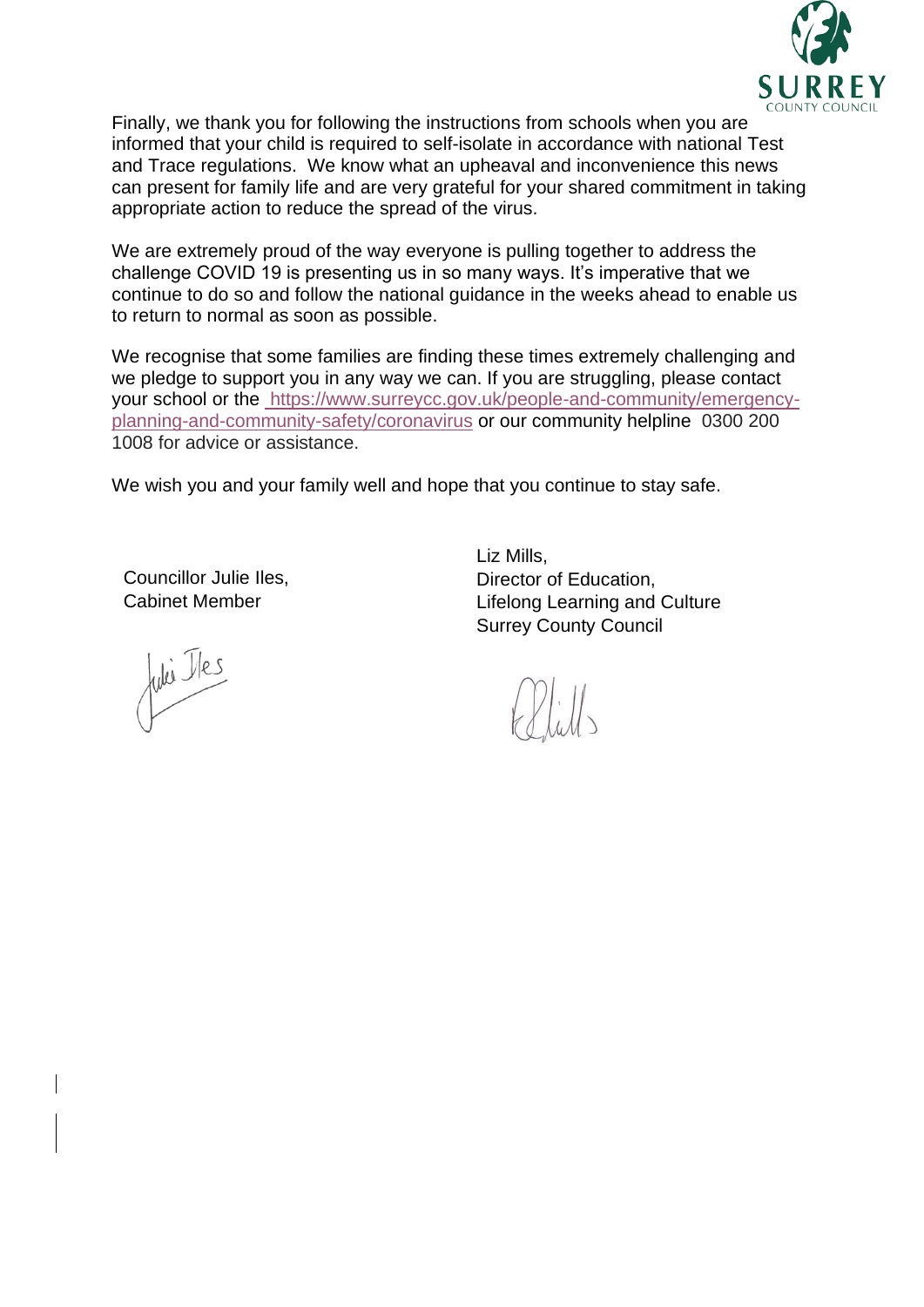Finally, we thank you for following the instructions from schools when you are informed that your child is required to self-isolate in accordance with national Test and Trace regulations. We know what an upheaval and inconvenience this news can present for family life and are very grateful for your shared commitment in taking appropriate action to reduce the spread of the virus.

We are extremely proud of the way everyone is pulling together to address the challenge COVID 19 is presenting us in so many ways. It's imperative that we continue to do so and follow the national guidance in the weeks ahead to enable us to return to normal as soon as possible.

We recognise that some families are finding these times extremely challenging and we pledge to support you in any way we can. If you are struggling, please contact your school or the https://www.surreycc.gov.uk/people-and-community/emergency-planning-and-community-safety/coronavirus or our community helpline 0300 200 1008 for advice or assistance.

We wish you and your family well and hope that you continue to stay safe.

Councillor Julie Iles,
Cabinet Member

Liz Mills,
Director of Education,
Lifelong Learning and Culture
Surrey County Council